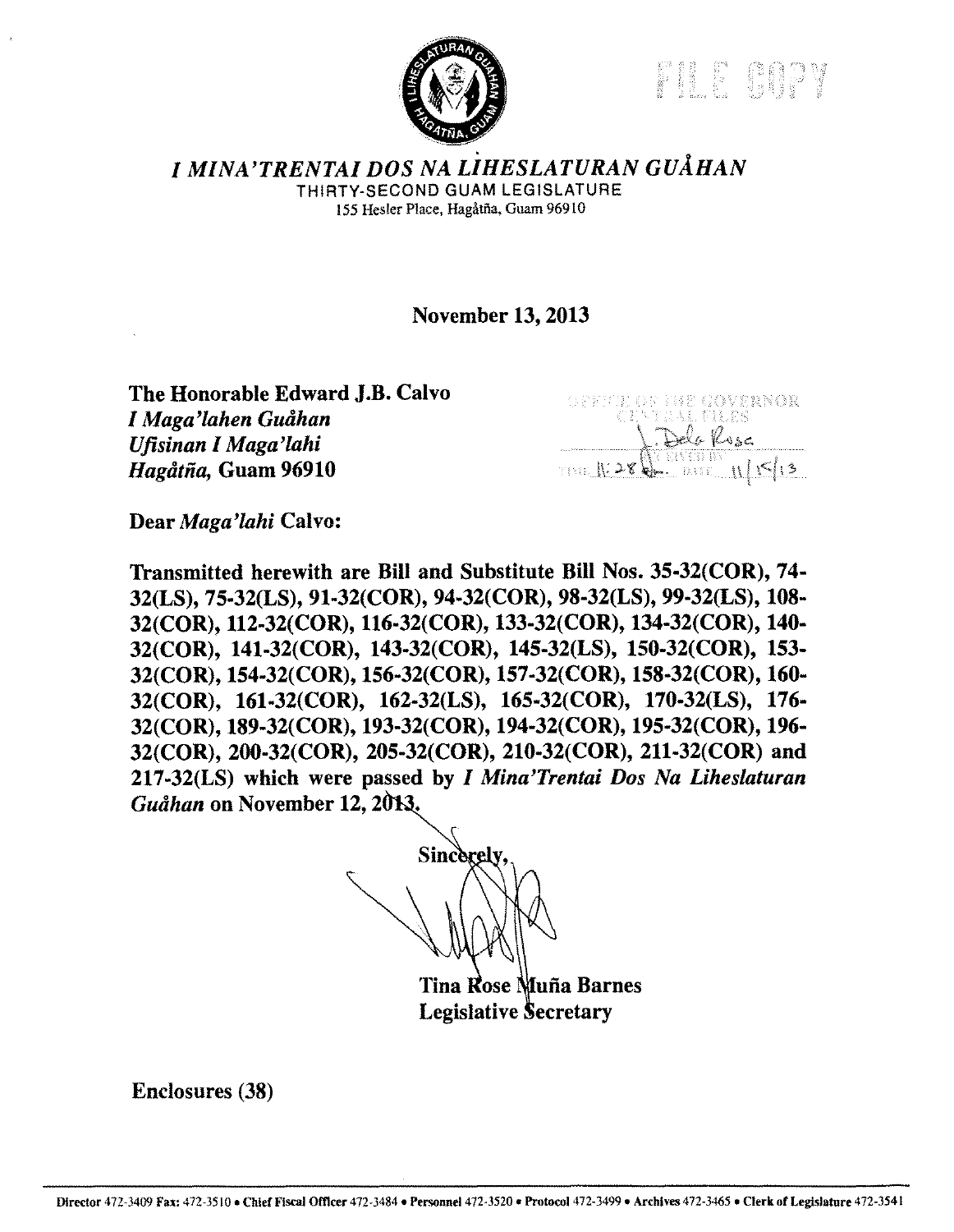FILE COPY

# *I MINA'TRENTAI DOS NA LIHESLATURAN GUÅHAN*

THIRTY-SECOND GUAM LEGISLATURE
155 Hesler Place, Hagåtña, Guam 96910

**November 13, 2013**

**The Honorable Edward J.B. Calvo**
***I Maga'lahen Guåhan***
***Ufisinan I Maga'lahi***
***Hagåtña*, Guam 96910**

OFFICE OF THE GOVERNOR
CENTRAL FILES
RECEIVED BY: J. Dela Rosa
TIME: 11:28 AM DATE: 11/15/13

**Dear *Maga'lahi* Calvo:**

**Transmitted herewith are Bill and Substitute Bill Nos. 35-32(COR), 74-32(LS), 75-32(LS), 91-32(COR), 94-32(COR), 98-32(LS), 99-32(LS), 108-32(COR), 112-32(COR), 116-32(COR), 133-32(COR), 134-32(COR), 140-32(COR), 141-32(COR), 143-32(COR), 145-32(LS), 150-32(COR), 153-32(COR), 154-32(COR), 156-32(COR), 157-32(COR), 158-32(COR), 160-32(COR), 161-32(COR), 162-32(LS), 165-32(COR), 170-32(LS), 176-32(COR), 189-32(COR), 193-32(COR), 194-32(COR), 195-32(COR), 196-32(COR), 200-32(COR), 205-32(COR), 210-32(COR), 211-32(COR) and 217-32(LS) which were passed by *I Mina'Trentai Dos Na Liheslaturan Guåhan* on November 12, 2013.**

**Sincerely,**

**Tina Rose Muña Barnes**
**Legislative Secretary**

**Enclosures (38)**

**Director 472-3409 Fax: 472-3510 • Chief Fiscal Officer 472-3484 • Personnel 472-3520 • Protocol 472-3499 • Archives 472-3465 • Clerk of Legislature 472-3541**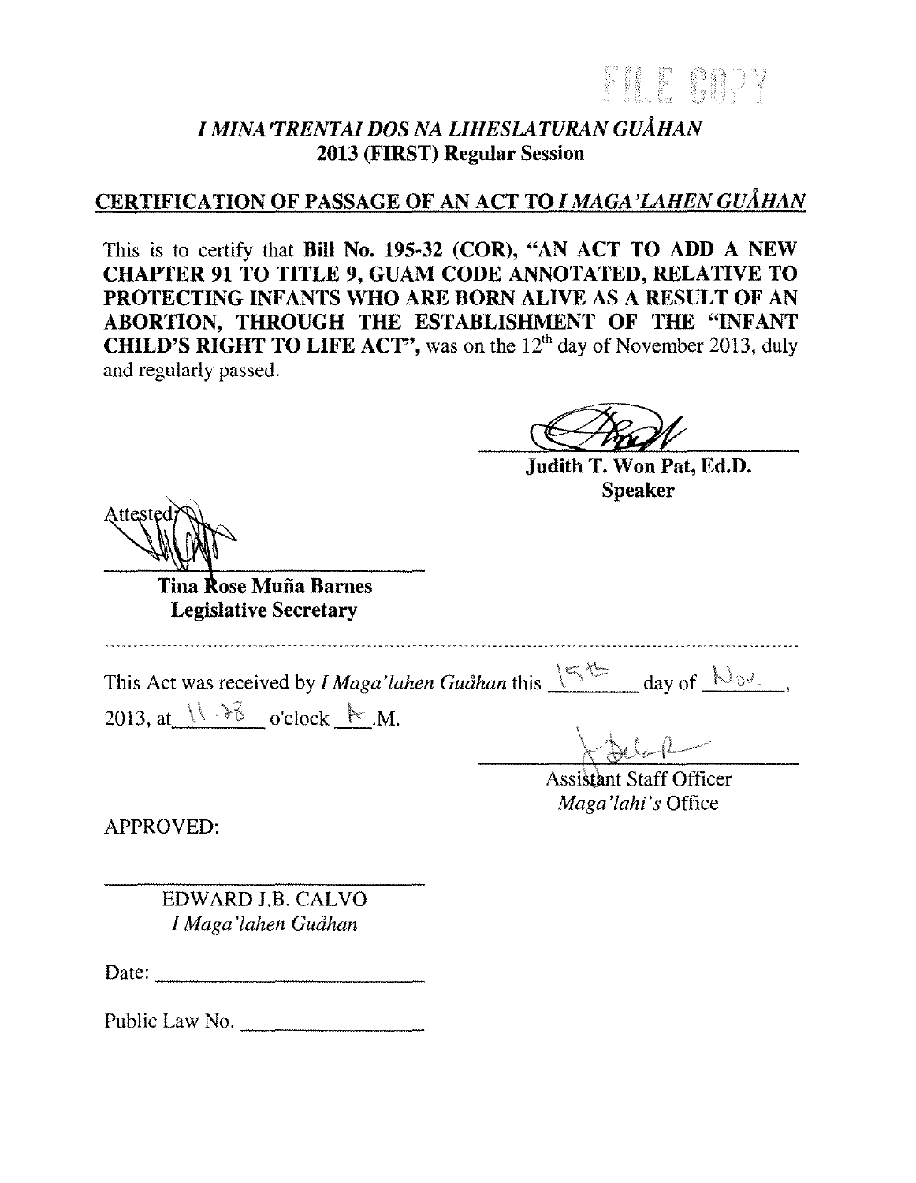FILE COPY

### *I MINA'TRENTAI DOS NA LIHESLATURAN GUÅHAN*
### 2013 (FIRST) Regular Session

## CERTIFICATION OF PASSAGE OF AN ACT TO *I MAGA'LAHEN GUÅHAN*

This is to certify that **Bill No. 195-32 (COR), "AN ACT TO ADD A NEW CHAPTER 91 TO TITLE 9, GUAM CODE ANNOTATED, RELATIVE TO PROTECTING INFANTS WHO ARE BORN ALIVE AS A RESULT OF AN ABORTION, THROUGH THE ESTABLISHMENT OF THE "INFANT CHILD'S RIGHT TO LIFE ACT"**, was on the 12th day of November 2013, duly and regularly passed.

**Judith T. Won Pat, Ed.D.**
**Speaker**

Attested:

**Tina Rose Muña Barnes**
**Legislative Secretary**

---

This Act was received by *I Maga'lahen Guåhan* this 15th day of Nov., 2013, at 11:38 o'clock A.M.

Assistant Staff Officer
*Maga'lahi's* Office

APPROVED:

EDWARD J.B. CALVO
*I Maga'lahen Guåhan*

Date: ____________

Public Law No. ____________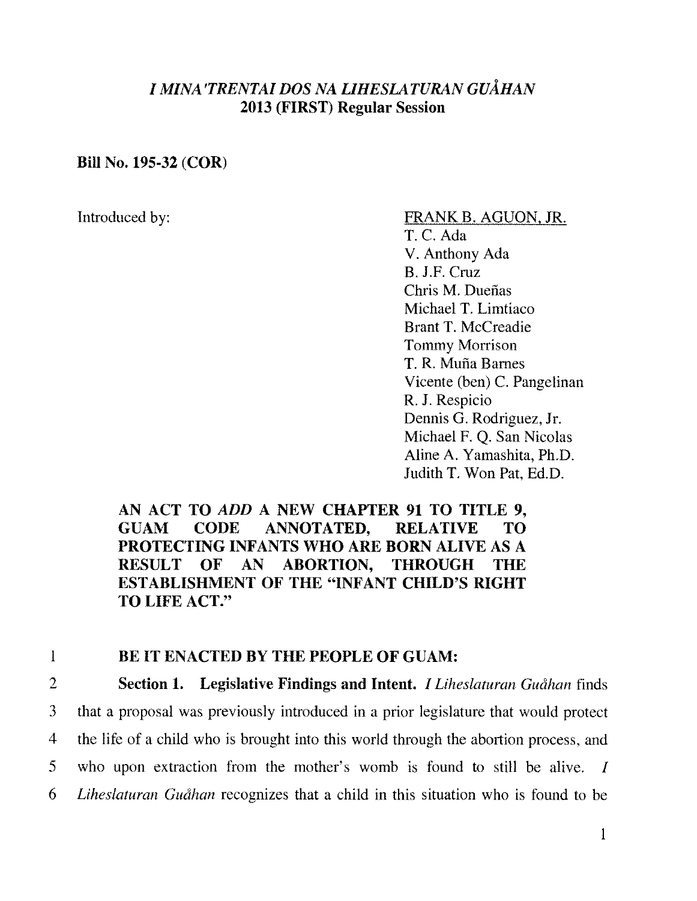*I MINA'TRENTAI DOS NA LIHESLATURAN GUÅHAN*
**2013 (FIRST) Regular Session**

**Bill No. 195-32 (COR)**

Introduced by:

FRANK B. AGUON, JR.
T. C. Ada
V. Anthony Ada
B. J.F. Cruz
Chris M. Dueñas
Michael T. Limtiaco
Brant T. McCreadie
Tommy Morrison
T. R. Muña Barnes
Vicente (ben) C. Pangelinan
R. J. Respicio
Dennis G. Rodriguez, Jr.
Michael F. Q. San Nicolas
Aline A. Yamashita, Ph.D.
Judith T. Won Pat, Ed.D.

**AN ACT TO *ADD* A NEW CHAPTER 91 TO TITLE 9, GUAM CODE ANNOTATED, RELATIVE TO PROTECTING INFANTS WHO ARE BORN ALIVE AS A RESULT OF AN ABORTION, THROUGH THE ESTABLISHMENT OF THE "INFANT CHILD'S RIGHT TO LIFE ACT."**

1 **BE IT ENACTED BY THE PEOPLE OF GUAM:**

2 **Section 1. Legislative Findings and Intent.** *I Liheslaturan Guåhan* finds
3 that a proposal was previously introduced in a prior legislature that would protect
4 the life of a child who is brought into this world through the abortion process, and
5 who upon extraction from the mother's womb is found to still be alive. *I*
6 *Liheslaturan Guåhan* recognizes that a child in this situation who is found to be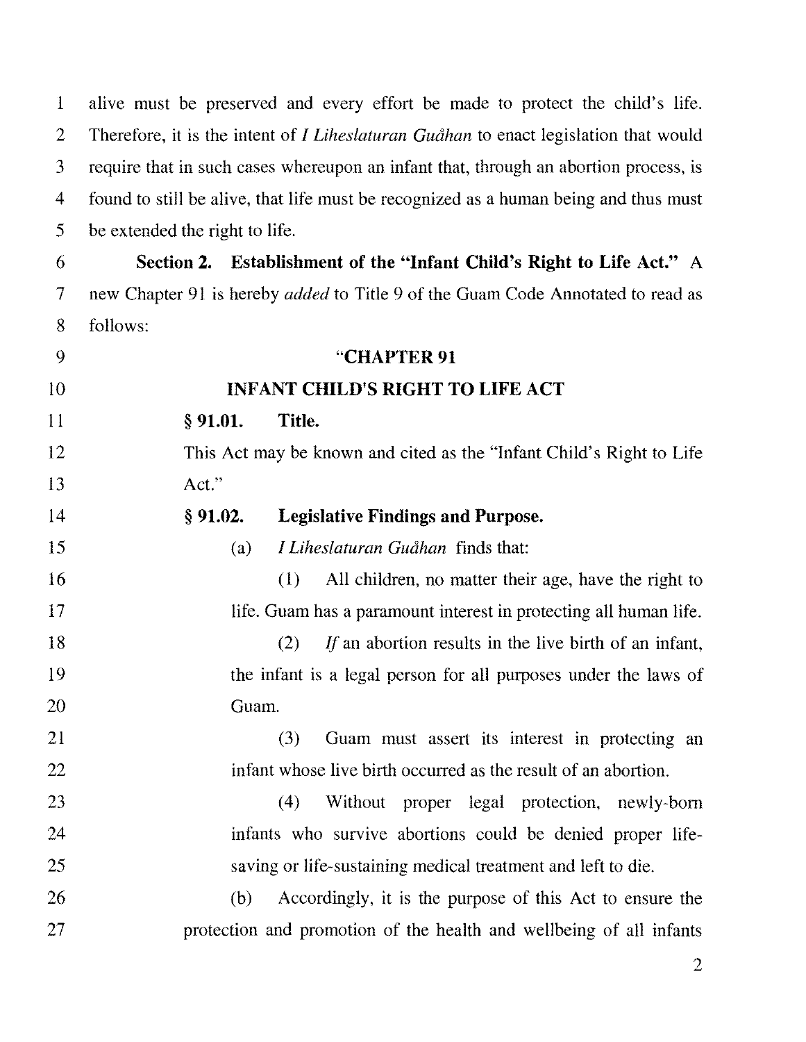alive must be preserved and every effort be made to protect the child's life. Therefore, it is the intent of *I Liheslaturan Guåhan* to enact legislation that would require that in such cases whereupon an infant that, through an abortion process, is found to still be alive, that life must be recognized as a human being and thus must be extended the right to life.

**Section 2. Establishment of the "Infant Child's Right to Life Act."** A new Chapter 91 is hereby *added* to Title 9 of the Guam Code Annotated to read as follows:

"**CHAPTER 91**

**INFANT CHILD'S RIGHT TO LIFE ACT**

**§ 91.01. Title.**

This Act may be known and cited as the "Infant Child's Right to Life Act."

**§ 91.02. Legislative Findings and Purpose.**

(a) *I Liheslaturan Guåhan* finds that:

(1) All children, no matter their age, have the right to life. Guam has a paramount interest in protecting all human life.

(2) *If* an abortion results in the live birth of an infant, the infant is a legal person for all purposes under the laws of Guam.

(3) Guam must assert its interest in protecting an infant whose live birth occurred as the result of an abortion.

(4) Without proper legal protection, newly-born infants who survive abortions could be denied proper life-saving or life-sustaining medical treatment and left to die.

(b) Accordingly, it is the purpose of this Act to ensure the protection and promotion of the health and wellbeing of all infants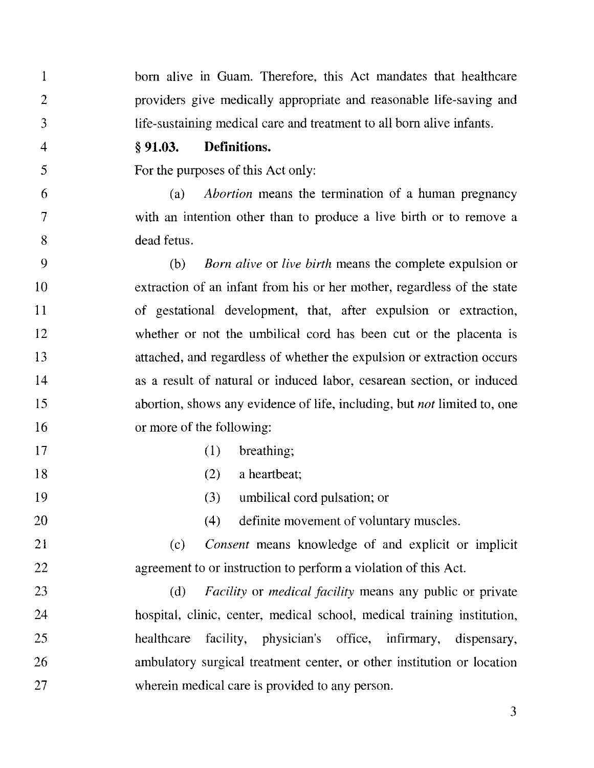born alive in Guam. Therefore, this Act mandates that healthcare providers give medically appropriate and reasonable life-saving and life-sustaining medical care and treatment to all born alive infants.

**§ 91.03. Definitions.**

For the purposes of this Act only:

(a) *Abortion* means the termination of a human pregnancy with an intention other than to produce a live birth or to remove a dead fetus.

(b) *Born alive* or *live birth* means the complete expulsion or extraction of an infant from his or her mother, regardless of the state of gestational development, that, after expulsion or extraction, whether or not the umbilical cord has been cut or the placenta is attached, and regardless of whether the expulsion or extraction occurs as a result of natural or induced labor, cesarean section, or induced abortion, shows any evidence of life, including, but *not* limited to, one or more of the following:

(1) breathing;

(2) a heartbeat;

(3) umbilical cord pulsation; or

(4) definite movement of voluntary muscles.

(c) *Consent* means knowledge of and explicit or implicit agreement to or instruction to perform a violation of this Act.

(d) *Facility* or *medical facility* means any public or private hospital, clinic, center, medical school, medical training institution, healthcare facility, physician's office, infirmary, dispensary, ambulatory surgical treatment center, or other institution or location wherein medical care is provided to any person.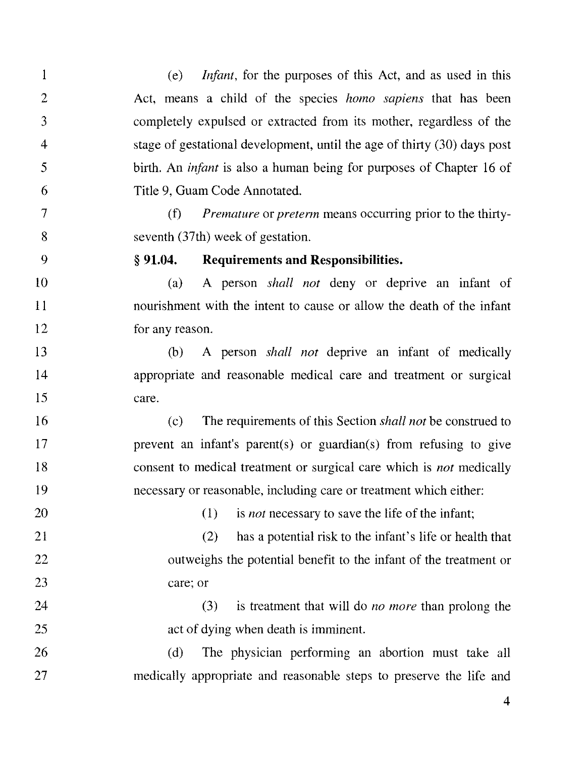(e) *Infant*, for the purposes of this Act, and as used in this Act, means a child of the species *homo sapiens* that has been completely expulsed or extracted from its mother, regardless of the stage of gestational development, until the age of thirty (30) days post birth. An *infant* is also a human being for purposes of Chapter 16 of Title 9, Guam Code Annotated.

(f) *Premature* or *preterm* means occurring prior to the thirty-seventh (37th) week of gestation.

**§ 91.04. Requirements and Responsibilities.**

(a) A person *shall not* deny or deprive an infant of nourishment with the intent to cause or allow the death of the infant for any reason.

(b) A person *shall not* deprive an infant of medically appropriate and reasonable medical care and treatment or surgical care.

(c) The requirements of this Section *shall not* be construed to prevent an infant's parent(s) or guardian(s) from refusing to give consent to medical treatment or surgical care which is *not* medically necessary or reasonable, including care or treatment which either:

(1) is *not* necessary to save the life of the infant;

(2) has a potential risk to the infant's life or health that outweighs the potential benefit to the infant of the treatment or care; or

(3) is treatment that will do *no more* than prolong the act of dying when death is imminent.

(d) The physician performing an abortion must take all medically appropriate and reasonable steps to preserve the life and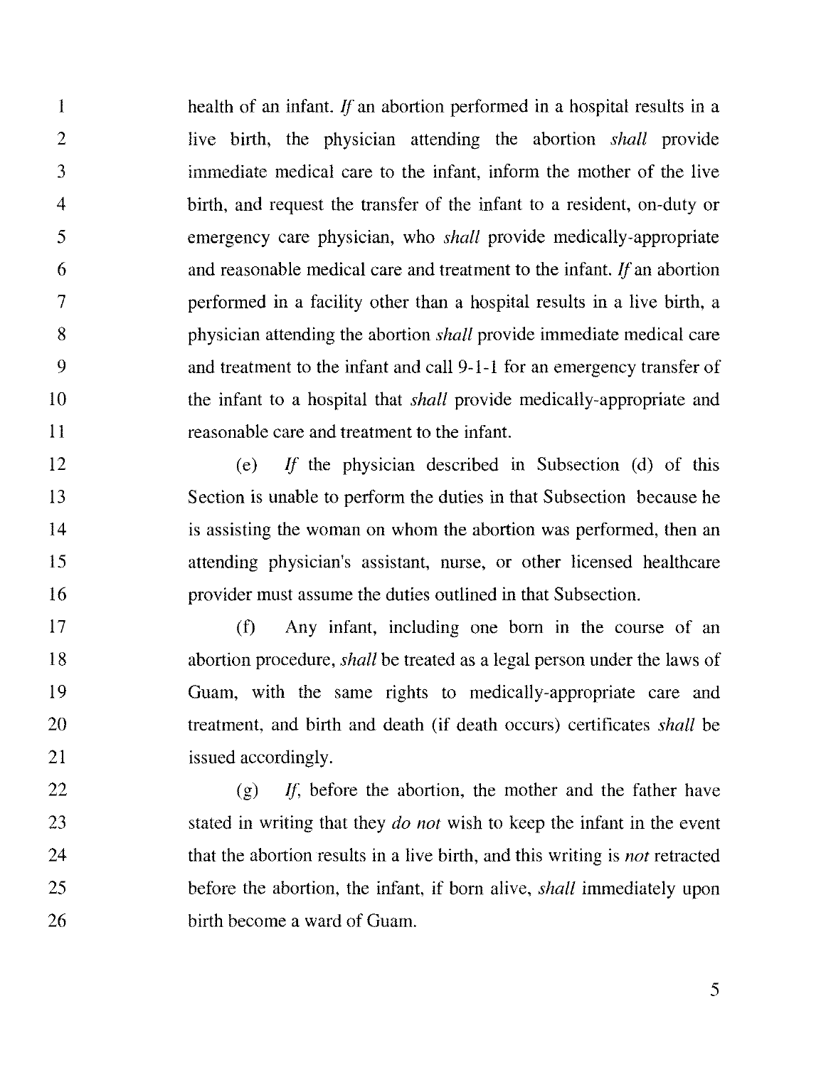health of an infant. *If* an abortion performed in a hospital results in a live birth, the physician attending the abortion *shall* provide immediate medical care to the infant, inform the mother of the live birth, and request the transfer of the infant to a resident, on-duty or emergency care physician, who *shall* provide medically-appropriate and reasonable medical care and treatment to the infant. *If* an abortion performed in a facility other than a hospital results in a live birth, a physician attending the abortion *shall* provide immediate medical care and treatment to the infant and call 9-1-1 for an emergency transfer of the infant to a hospital that *shall* provide medically-appropriate and reasonable care and treatment to the infant.

(e) *If* the physician described in Subsection (d) of this Section is unable to perform the duties in that Subsection because he is assisting the woman on whom the abortion was performed, then an attending physician's assistant, nurse, or other licensed healthcare provider must assume the duties outlined in that Subsection.

(f) Any infant, including one born in the course of an abortion procedure, *shall* be treated as a legal person under the laws of Guam, with the same rights to medically-appropriate care and treatment, and birth and death (if death occurs) certificates *shall* be issued accordingly.

(g) *If*, before the abortion, the mother and the father have stated in writing that they *do not* wish to keep the infant in the event that the abortion results in a live birth, and this writing is *not* retracted before the abortion, the infant, if born alive, *shall* immediately upon birth become a ward of Guam.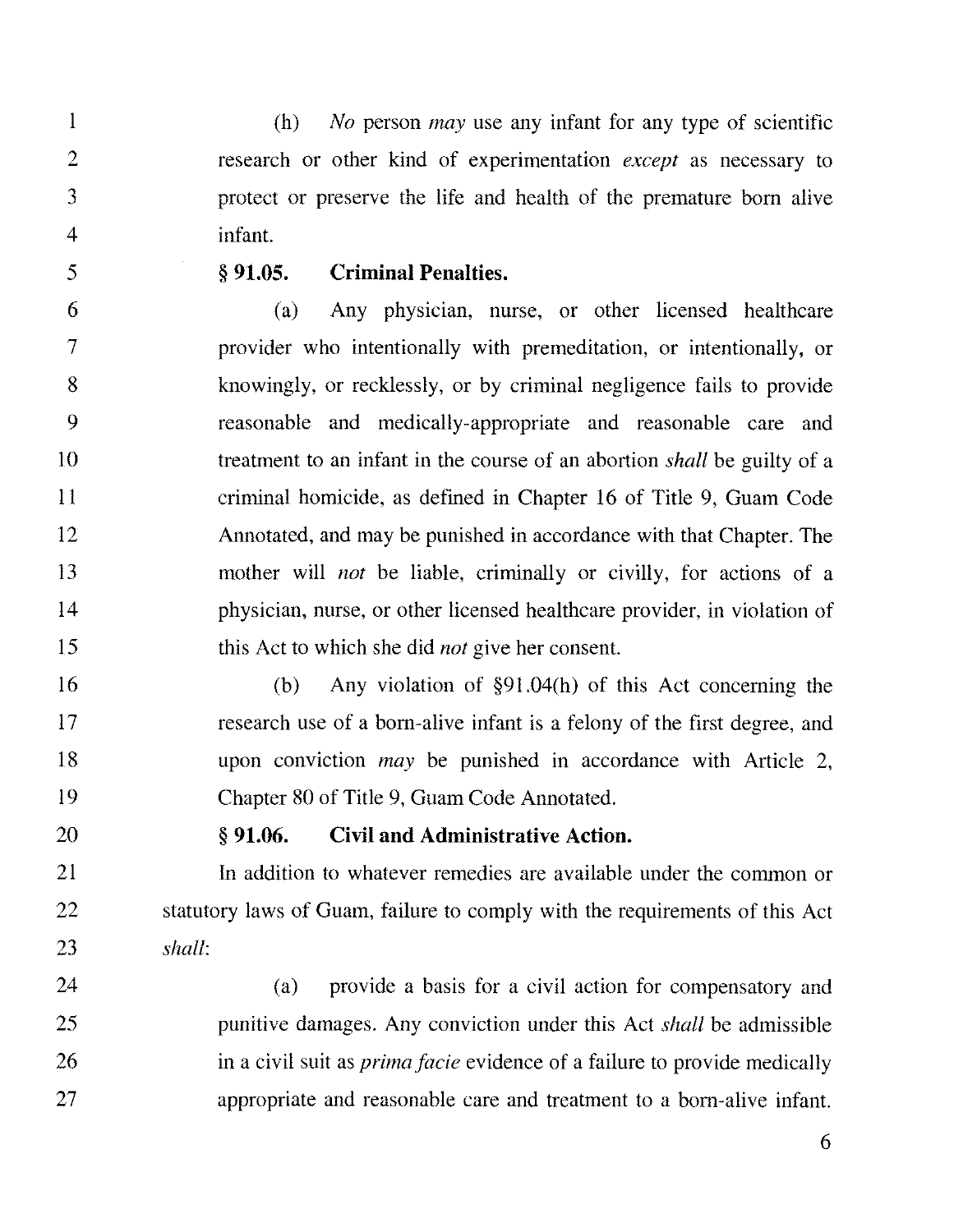(h) *No* person *may* use any infant for any type of scientific research or other kind of experimentation *except* as necessary to protect or preserve the life and health of the premature born alive infant.

**§ 91.05. Criminal Penalties.**

(a) Any physician, nurse, or other licensed healthcare provider who intentionally with premeditation, or intentionally, or knowingly, or recklessly, or by criminal negligence fails to provide reasonable and medically-appropriate and reasonable care and treatment to an infant in the course of an abortion *shall* be guilty of a criminal homicide, as defined in Chapter 16 of Title 9, Guam Code Annotated, and may be punished in accordance with that Chapter. The mother will *not* be liable, criminally or civilly, for actions of a physician, nurse, or other licensed healthcare provider, in violation of this Act to which she did *not* give her consent.

(b) Any violation of §91.04(h) of this Act concerning the research use of a born-alive infant is a felony of the first degree, and upon conviction *may* be punished in accordance with Article 2, Chapter 80 of Title 9, Guam Code Annotated.

**§ 91.06. Civil and Administrative Action.**

In addition to whatever remedies are available under the common or statutory laws of Guam, failure to comply with the requirements of this Act *shall*:

(a) provide a basis for a civil action for compensatory and punitive damages. Any conviction under this Act *shall* be admissible in a civil suit as *prima facie* evidence of a failure to provide medically appropriate and reasonable care and treatment to a born-alive infant.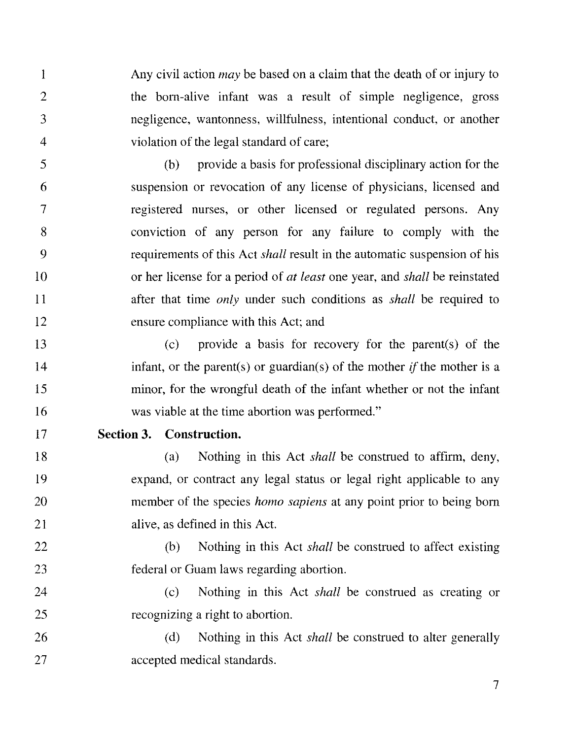Any civil action *may* be based on a claim that the death of or injury to the born-alive infant was a result of simple negligence, gross negligence, wantonness, willfulness, intentional conduct, or another violation of the legal standard of care;

(b) provide a basis for professional disciplinary action for the suspension or revocation of any license of physicians, licensed and registered nurses, or other licensed or regulated persons. Any conviction of any person for any failure to comply with the requirements of this Act *shall* result in the automatic suspension of his or her license for a period of *at least* one year, and *shall* be reinstated after that time *only* under such conditions as *shall* be required to ensure compliance with this Act; and

(c) provide a basis for recovery for the parent(s) of the infant, or the parent(s) or guardian(s) of the mother *if* the mother is a minor, for the wrongful death of the infant whether or not the infant was viable at the time abortion was performed."

**Section 3. Construction.**

(a) Nothing in this Act *shall* be construed to affirm, deny, expand, or contract any legal status or legal right applicable to any member of the species *homo sapiens* at any point prior to being born alive, as defined in this Act.

(b) Nothing in this Act *shall* be construed to affect existing federal or Guam laws regarding abortion.

(c) Nothing in this Act *shall* be construed as creating or recognizing a right to abortion.

(d) Nothing in this Act *shall* be construed to alter generally accepted medical standards.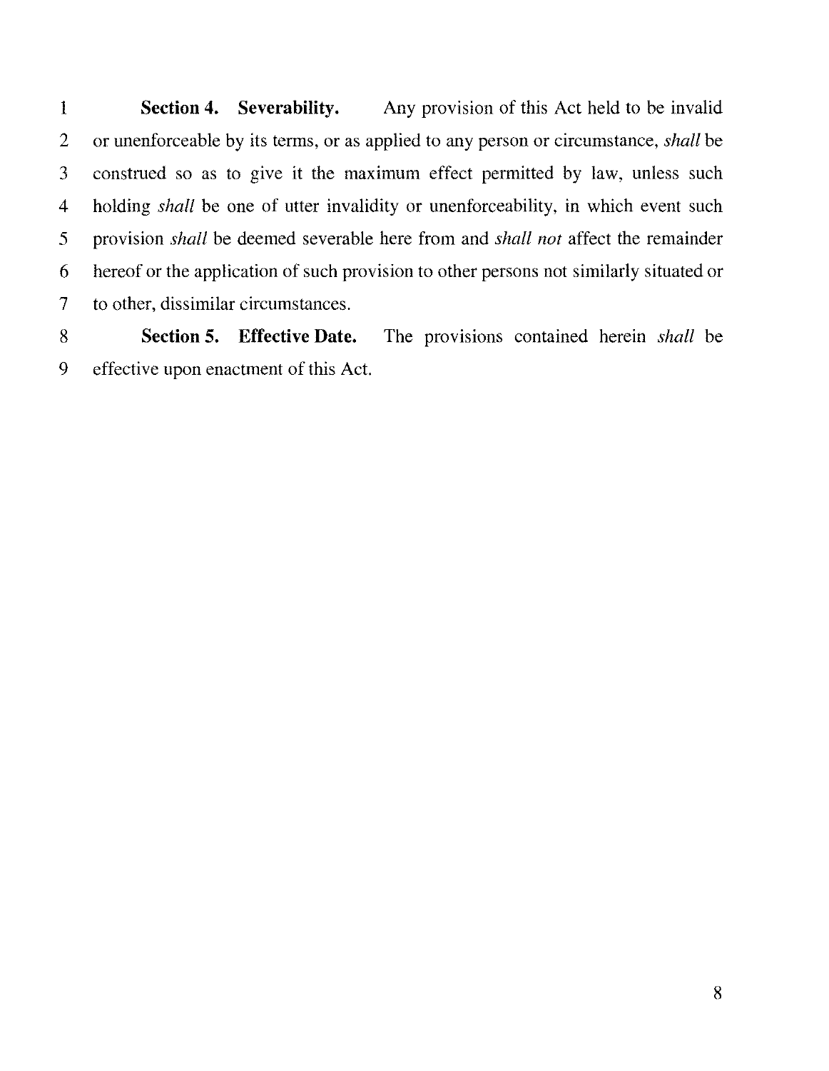**Section 4. Severability.** Any provision of this Act held to be invalid or unenforceable by its terms, or as applied to any person or circumstance, *shall* be construed so as to give it the maximum effect permitted by law, unless such holding *shall* be one of utter invalidity or unenforceability, in which event such provision *shall* be deemed severable here from and *shall not* affect the remainder hereof or the application of such provision to other persons not similarly situated or to other, dissimilar circumstances.

**Section 5. Effective Date.** The provisions contained herein *shall* be effective upon enactment of this Act.